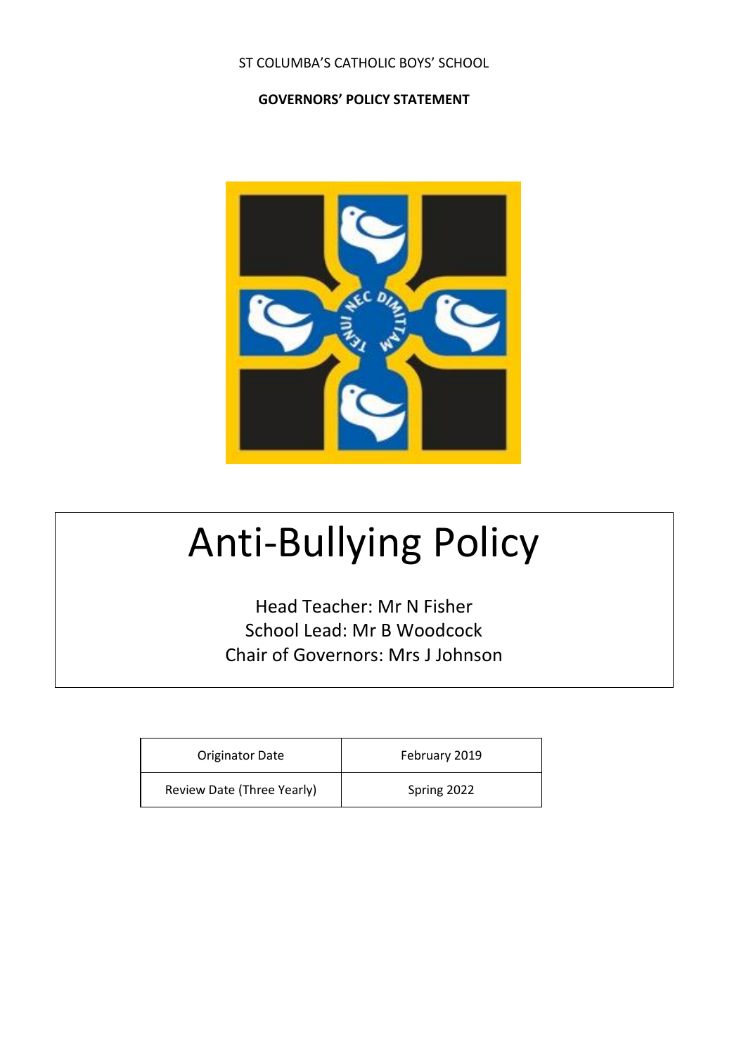ST COLUMBA'S CATHOLIC BOYS' SCHOOL

**GOVERNORS' POLICY STATEMENT**

# Anti-Bullying Policy

Head Teacher: Mr N Fisher
School Lead: Mr B Woodcock
Chair of Governors: Mrs J Johnson

| Originator Date | February 2019 |
| --- | --- |
| Review Date (Three Yearly) | Spring 2022 |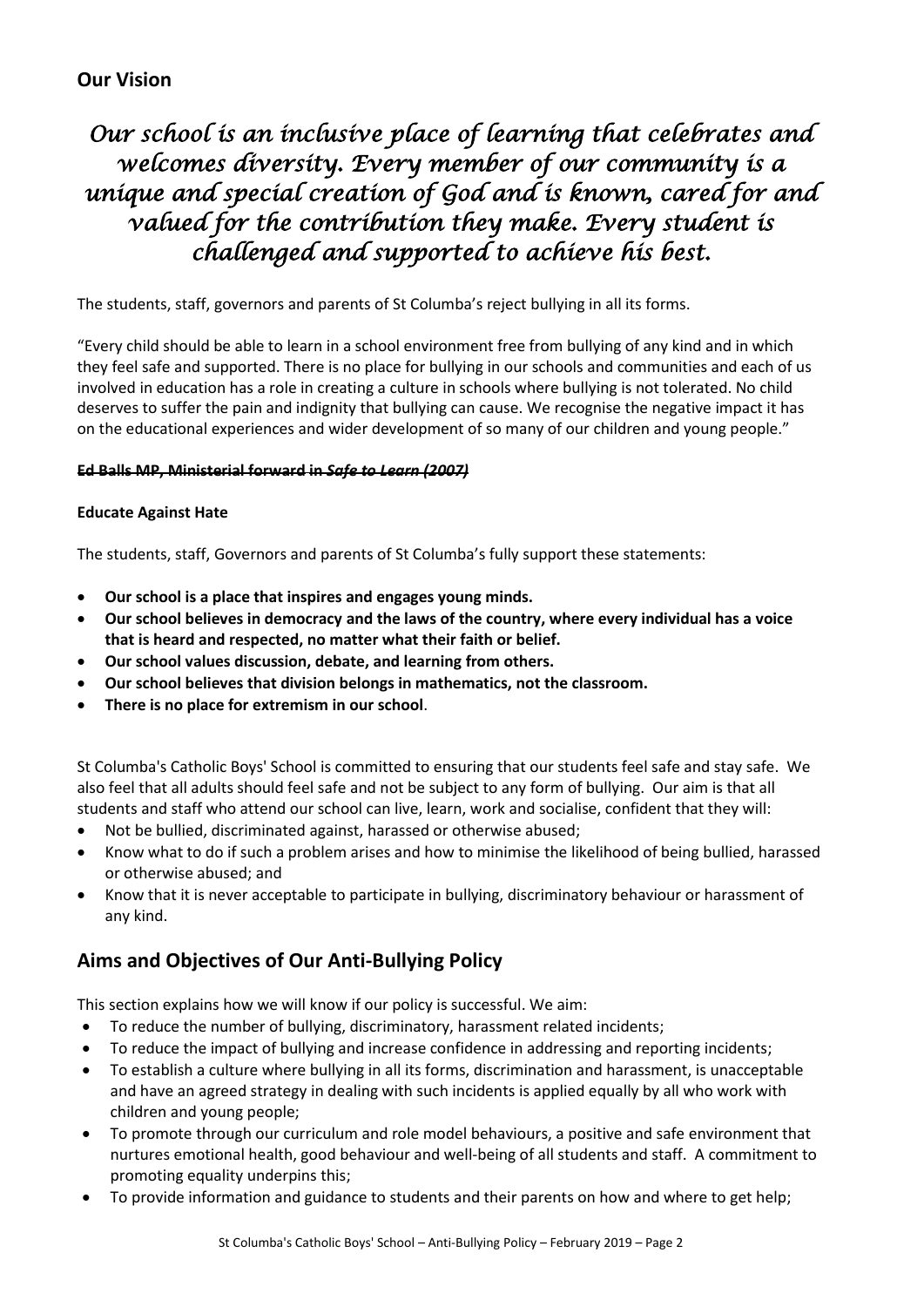## Our Vision

*Our school is an inclusive place of learning that celebrates and welcomes diversity. Every member of our community is a unique and special creation of God and is known, cared for and valued for the contribution they make. Every student is challenged and supported to achieve his best.*

The students, staff, governors and parents of St Columba's reject bullying in all its forms.

"Every child should be able to learn in a school environment free from bullying of any kind and in which they feel safe and supported. There is no place for bullying in our schools and communities and each of us involved in education has a role in creating a culture in schools where bullying is not tolerated. No child deserves to suffer the pain and indignity that bullying can cause. We recognise the negative impact it has on the educational experiences and wider development of so many of our children and young people."

~~**Ed Balls MP, Ministerial forward in *Safe to Learn (2007)***~~

**Educate Against Hate**

The students, staff, Governors and parents of St Columba's fully support these statements:

- **Our school is a place that inspires and engages young minds.**
- **Our school believes in democracy and the laws of the country, where every individual has a voice that is heard and respected, no matter what their faith or belief.**
- **Our school values discussion, debate, and learning from others.**
- **Our school believes that division belongs in mathematics, not the classroom.**
- **There is no place for extremism in our school**.

St Columba's Catholic Boys' School is committed to ensuring that our students feel safe and stay safe. We also feel that all adults should feel safe and not be subject to any form of bullying. Our aim is that all students and staff who attend our school can live, learn, work and socialise, confident that they will:

- Not be bullied, discriminated against, harassed or otherwise abused;
- Know what to do if such a problem arises and how to minimise the likelihood of being bullied, harassed or otherwise abused; and
- Know that it is never acceptable to participate in bullying, discriminatory behaviour or harassment of any kind.

## Aims and Objectives of Our Anti-Bullying Policy

This section explains how we will know if our policy is successful. We aim:

- To reduce the number of bullying, discriminatory, harassment related incidents;
- To reduce the impact of bullying and increase confidence in addressing and reporting incidents;
- To establish a culture where bullying in all its forms, discrimination and harassment, is unacceptable and have an agreed strategy in dealing with such incidents is applied equally by all who work with children and young people;
- To promote through our curriculum and role model behaviours, a positive and safe environment that nurtures emotional health, good behaviour and well-being of all students and staff. A commitment to promoting equality underpins this;
- To provide information and guidance to students and their parents on how and where to get help;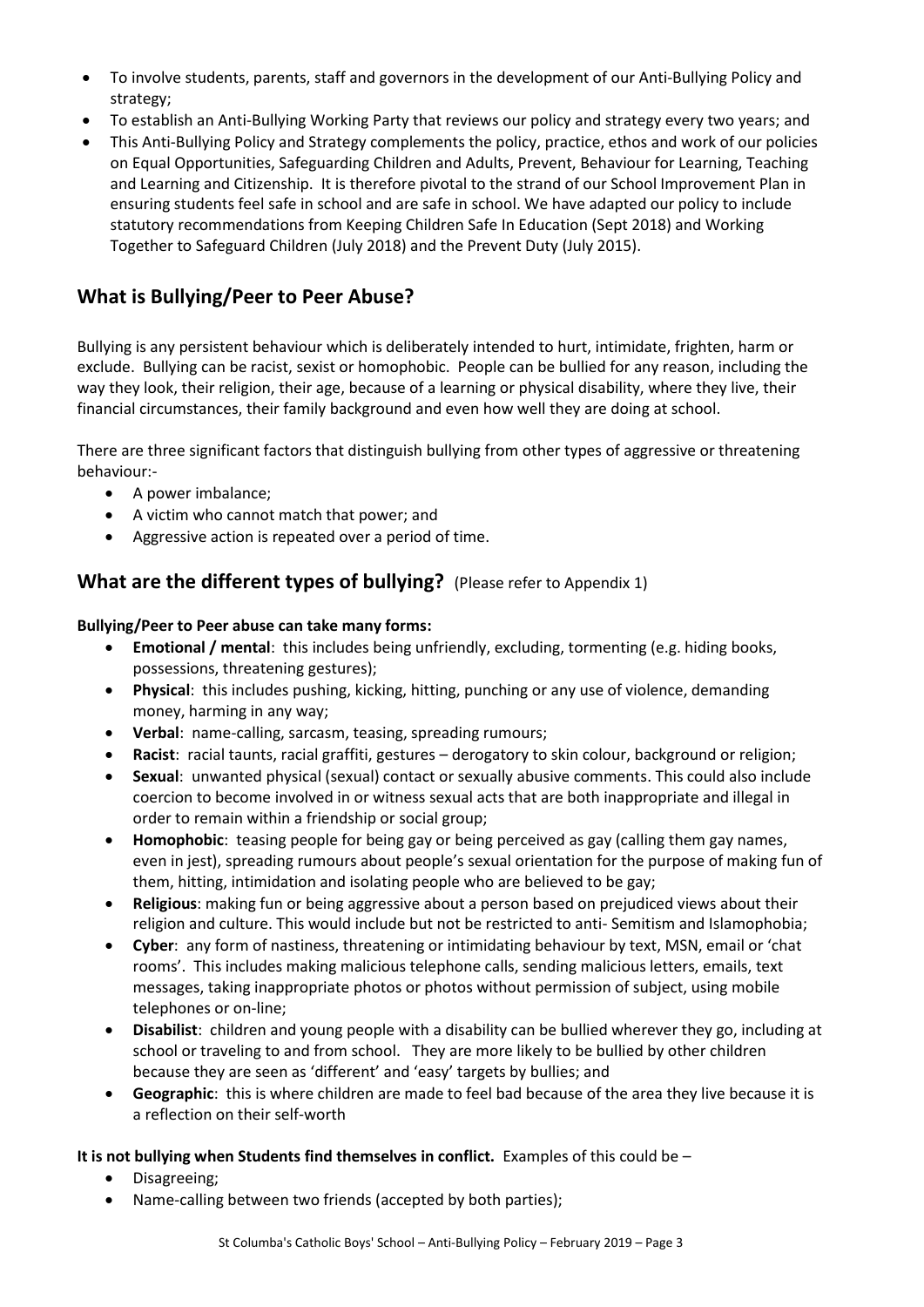- To involve students, parents, staff and governors in the development of our Anti-Bullying Policy and strategy;
- To establish an Anti-Bullying Working Party that reviews our policy and strategy every two years; and
- This Anti-Bullying Policy and Strategy complements the policy, practice, ethos and work of our policies on Equal Opportunities, Safeguarding Children and Adults, Prevent, Behaviour for Learning, Teaching and Learning and Citizenship. It is therefore pivotal to the strand of our School Improvement Plan in ensuring students feel safe in school and are safe in school. We have adapted our policy to include statutory recommendations from Keeping Children Safe In Education (Sept 2018) and Working Together to Safeguard Children (July 2018) and the Prevent Duty (July 2015).

## What is Bullying/Peer to Peer Abuse?

Bullying is any persistent behaviour which is deliberately intended to hurt, intimidate, frighten, harm or exclude. Bullying can be racist, sexist or homophobic. People can be bullied for any reason, including the way they look, their religion, their age, because of a learning or physical disability, where they live, their financial circumstances, their family background and even how well they are doing at school.

There are three significant factors that distinguish bullying from other types of aggressive or threatening behaviour:-

- A power imbalance;
- A victim who cannot match that power; and
- Aggressive action is repeated over a period of time.

## What are the different types of bullying? (Please refer to Appendix 1)

**Bullying/Peer to Peer abuse can take many forms:**

- **Emotional / mental**: this includes being unfriendly, excluding, tormenting (e.g. hiding books, possessions, threatening gestures);
- **Physical**: this includes pushing, kicking, hitting, punching or any use of violence, demanding money, harming in any way;
- **Verbal**: name-calling, sarcasm, teasing, spreading rumours;
- **Racist**: racial taunts, racial graffiti, gestures – derogatory to skin colour, background or religion;
- **Sexual**: unwanted physical (sexual) contact or sexually abusive comments. This could also include coercion to become involved in or witness sexual acts that are both inappropriate and illegal in order to remain within a friendship or social group;
- **Homophobic**: teasing people for being gay or being perceived as gay (calling them gay names, even in jest), spreading rumours about people's sexual orientation for the purpose of making fun of them, hitting, intimidation and isolating people who are believed to be gay;
- **Religious**: making fun or being aggressive about a person based on prejudiced views about their religion and culture. This would include but not be restricted to anti- Semitism and Islamophobia;
- **Cyber**: any form of nastiness, threatening or intimidating behaviour by text, MSN, email or 'chat rooms'. This includes making malicious telephone calls, sending malicious letters, emails, text messages, taking inappropriate photos or photos without permission of subject, using mobile telephones or on-line;
- **Disabilist**: children and young people with a disability can be bullied wherever they go, including at school or traveling to and from school. They are more likely to be bullied by other children because they are seen as 'different' and 'easy' targets by bullies; and
- **Geographic**: this is where children are made to feel bad because of the area they live because it is a reflection on their self-worth

**It is not bullying when Students find themselves in conflict.** Examples of this could be –

- Disagreeing;
- Name-calling between two friends (accepted by both parties);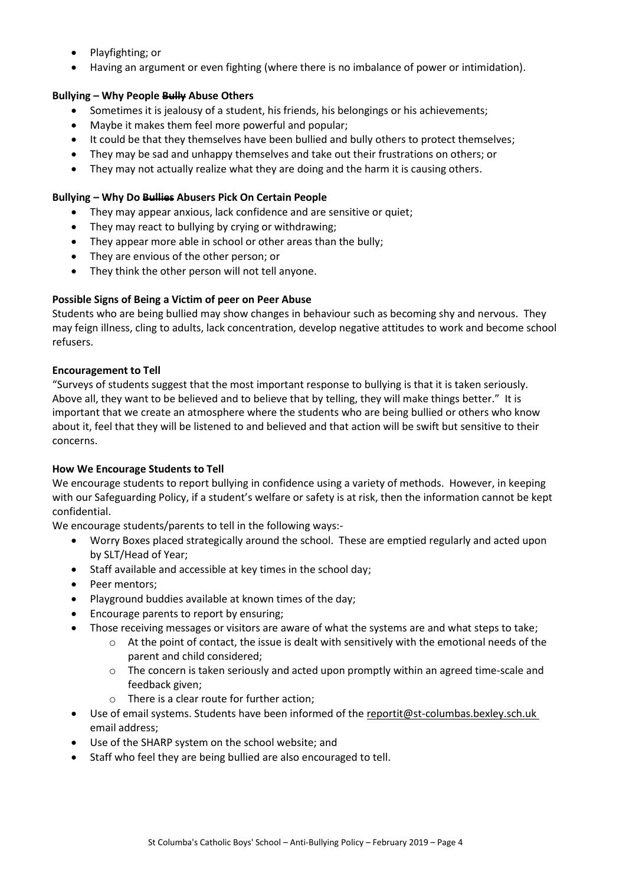- Playfighting; or
- Having an argument or even fighting (where there is no imbalance of power or intimidation).

**Bullying – Why People ~~Bully~~ Abuse Others**

- Sometimes it is jealousy of a student, his friends, his belongings or his achievements;
- Maybe it makes them feel more powerful and popular;
- It could be that they themselves have been bullied and bully others to protect themselves;
- They may be sad and unhappy themselves and take out their frustrations on others; or
- They may not actually realize what they are doing and the harm it is causing others.

**Bullying – Why Do ~~Bullies~~ Abusers Pick On Certain People**

- They may appear anxious, lack confidence and are sensitive or quiet;
- They may react to bullying by crying or withdrawing;
- They appear more able in school or other areas than the bully;
- They are envious of the other person; or
- They think the other person will not tell anyone.

**Possible Signs of Being a Victim of peer on Peer Abuse**

Students who are being bullied may show changes in behaviour such as becoming shy and nervous. They may feign illness, cling to adults, lack concentration, develop negative attitudes to work and become school refusers.

**Encouragement to Tell**

"Surveys of students suggest that the most important response to bullying is that it is taken seriously. Above all, they want to be believed and to believe that by telling, they will make things better." It is important that we create an atmosphere where the students who are being bullied or others who know about it, feel that they will be listened to and believed and that action will be swift but sensitive to their concerns.

**How We Encourage Students to Tell**

We encourage students to report bullying in confidence using a variety of methods. However, in keeping with our Safeguarding Policy, if a student's welfare or safety is at risk, then the information cannot be kept confidential.

We encourage students/parents to tell in the following ways:-

- Worry Boxes placed strategically around the school. These are emptied regularly and acted upon by SLT/Head of Year;
- Staff available and accessible at key times in the school day;
- Peer mentors;
- Playground buddies available at known times of the day;
- Encourage parents to report by ensuring;
- Those receiving messages or visitors are aware of what the systems are and what steps to take;
    - At the point of contact, the issue is dealt with sensitively with the emotional needs of the parent and child considered;
    - The concern is taken seriously and acted upon promptly within an agreed time-scale and feedback given;
    - There is a clear route for further action;
- Use of email systems. Students have been informed of the reportit@st-columbas.bexley.sch.uk email address;
- Use of the SHARP system on the school website; and
- Staff who feel they are being bullied are also encouraged to tell.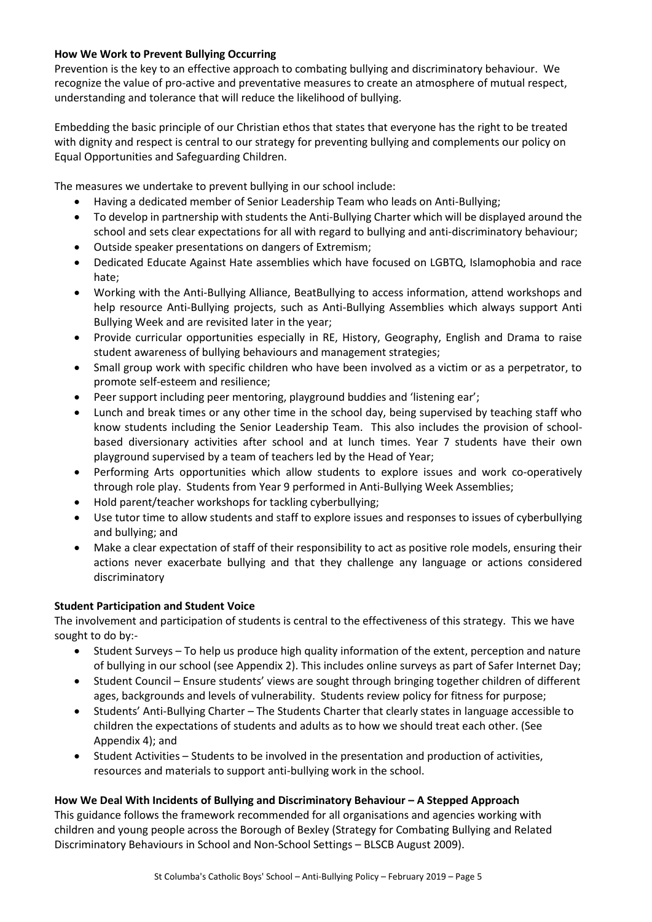**How We Work to Prevent Bullying Occurring**

Prevention is the key to an effective approach to combating bullying and discriminatory behaviour. We recognize the value of pro-active and preventative measures to create an atmosphere of mutual respect, understanding and tolerance that will reduce the likelihood of bullying.

Embedding the basic principle of our Christian ethos that states that everyone has the right to be treated with dignity and respect is central to our strategy for preventing bullying and complements our policy on Equal Opportunities and Safeguarding Children.

The measures we undertake to prevent bullying in our school include:

- Having a dedicated member of Senior Leadership Team who leads on Anti-Bullying;
- To develop in partnership with students the Anti-Bullying Charter which will be displayed around the school and sets clear expectations for all with regard to bullying and anti-discriminatory behaviour;
- Outside speaker presentations on dangers of Extremism;
- Dedicated Educate Against Hate assemblies which have focused on LGBTQ, Islamophobia and race hate;
- Working with the Anti-Bullying Alliance, BeatBullying to access information, attend workshops and help resource Anti-Bullying projects, such as Anti-Bullying Assemblies which always support Anti Bullying Week and are revisited later in the year;
- Provide curricular opportunities especially in RE, History, Geography, English and Drama to raise student awareness of bullying behaviours and management strategies;
- Small group work with specific children who have been involved as a victim or as a perpetrator, to promote self-esteem and resilience;
- Peer support including peer mentoring, playground buddies and 'listening ear';
- Lunch and break times or any other time in the school day, being supervised by teaching staff who know students including the Senior Leadership Team. This also includes the provision of school-based diversionary activities after school and at lunch times. Year 7 students have their own playground supervised by a team of teachers led by the Head of Year;
- Performing Arts opportunities which allow students to explore issues and work co-operatively through role play. Students from Year 9 performed in Anti-Bullying Week Assemblies;
- Hold parent/teacher workshops for tackling cyberbullying;
- Use tutor time to allow students and staff to explore issues and responses to issues of cyberbullying and bullying; and
- Make a clear expectation of staff of their responsibility to act as positive role models, ensuring their actions never exacerbate bullying and that they challenge any language or actions considered discriminatory

**Student Participation and Student Voice**

The involvement and participation of students is central to the effectiveness of this strategy. This we have sought to do by:-

- Student Surveys – To help us produce high quality information of the extent, perception and nature of bullying in our school (see Appendix 2). This includes online surveys as part of Safer Internet Day;
- Student Council – Ensure students' views are sought through bringing together children of different ages, backgrounds and levels of vulnerability. Students review policy for fitness for purpose;
- Students' Anti-Bullying Charter – The Students Charter that clearly states in language accessible to children the expectations of students and adults as to how we should treat each other. (See Appendix 4); and
- Student Activities – Students to be involved in the presentation and production of activities, resources and materials to support anti-bullying work in the school.

**How We Deal With Incidents of Bullying and Discriminatory Behaviour – A Stepped Approach**

This guidance follows the framework recommended for all organisations and agencies working with children and young people across the Borough of Bexley (Strategy for Combating Bullying and Related Discriminatory Behaviours in School and Non-School Settings – BLSCB August 2009).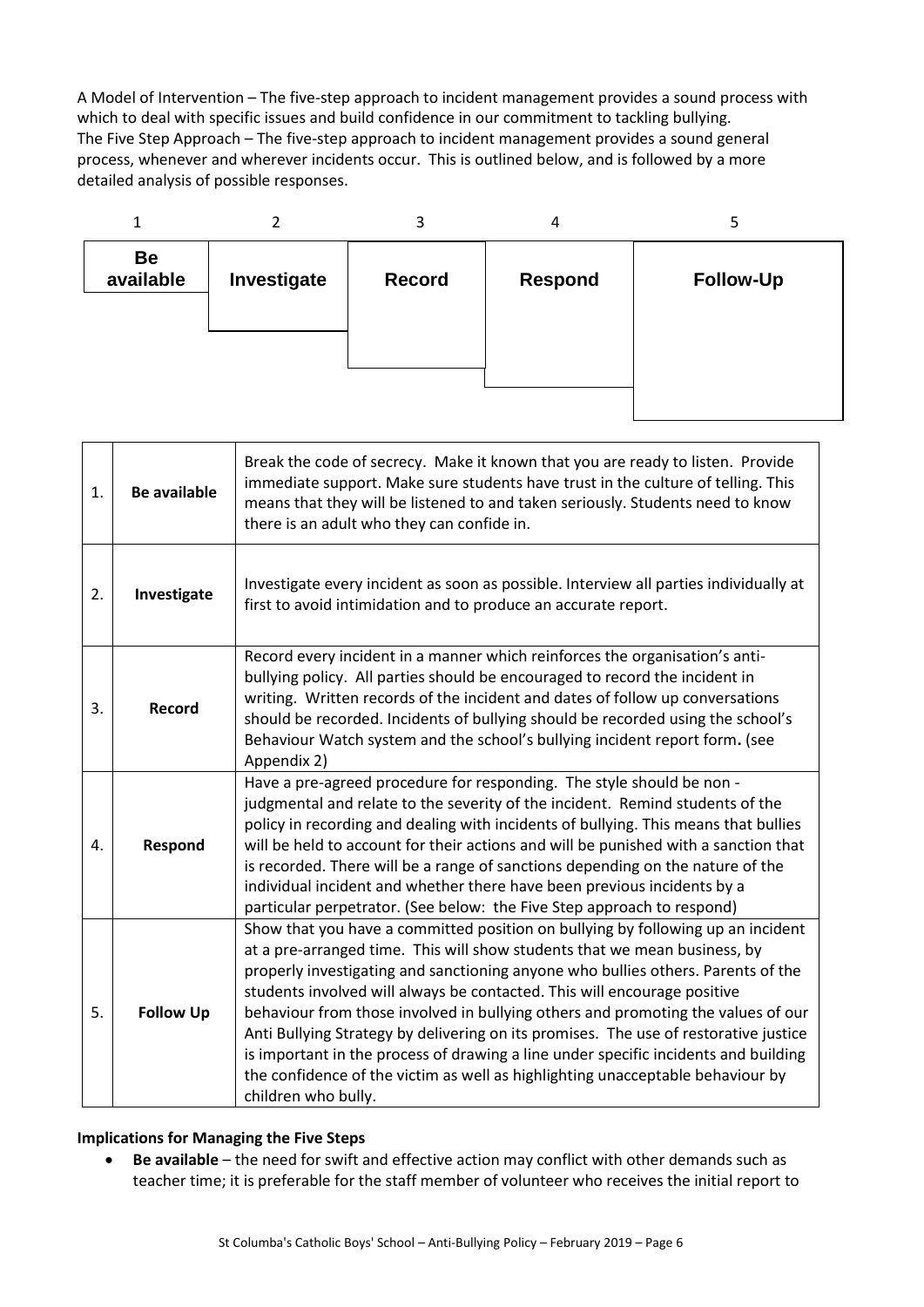A Model of Intervention – The five-step approach to incident management provides a sound process with which to deal with specific issues and build confidence in our commitment to tackling bullying.
The Five Step Approach – The five-step approach to incident management provides a sound general process, whenever and wherever incidents occur. This is outlined below, and is followed by a more detailed analysis of possible responses.

| 1 | 2 | 3 | 4 | 5 |
|---|---|---|---|---|
| **Be available** | **Investigate** | **Record** | **Respond** | **Follow-Up** |

| | | |
|---|---|---|
| 1. | **Be available** | Break the code of secrecy. Make it known that you are ready to listen. Provide immediate support. Make sure students have trust in the culture of telling. This means that they will be listened to and taken seriously. Students need to know there is an adult who they can confide in. |
| 2. | **Investigate** | Investigate every incident as soon as possible. Interview all parties individually at first to avoid intimidation and to produce an accurate report. |
| 3. | **Record** | Record every incident in a manner which reinforces the organisation's anti-bullying policy. All parties should be encouraged to record the incident in writing. Written records of the incident and dates of follow up conversations should be recorded. Incidents of bullying should be recorded using the school's Behaviour Watch system and the school's bullying incident report form**.** (see Appendix 2) |
| 4. | **Respond** | Have a pre-agreed procedure for responding. The style should be non - judgmental and relate to the severity of the incident. Remind students of the policy in recording and dealing with incidents of bullying. This means that bullies will be held to account for their actions and will be punished with a sanction that is recorded. There will be a range of sanctions depending on the nature of the individual incident and whether there have been previous incidents by a particular perpetrator. (See below: the Five Step approach to respond) |
| 5. | **Follow Up** | Show that you have a committed position on bullying by following up an incident at a pre-arranged time. This will show students that we mean business, by properly investigating and sanctioning anyone who bullies others. Parents of the students involved will always be contacted. This will encourage positive behaviour from those involved in bullying others and promoting the values of our Anti Bullying Strategy by delivering on its promises. The use of restorative justice is important in the process of drawing a line under specific incidents and building the confidence of the victim as well as highlighting unacceptable behaviour by children who bully. |

**Implications for Managing the Five Steps**

- **Be available** – the need for swift and effective action may conflict with other demands such as teacher time; it is preferable for the staff member of volunteer who receives the initial report to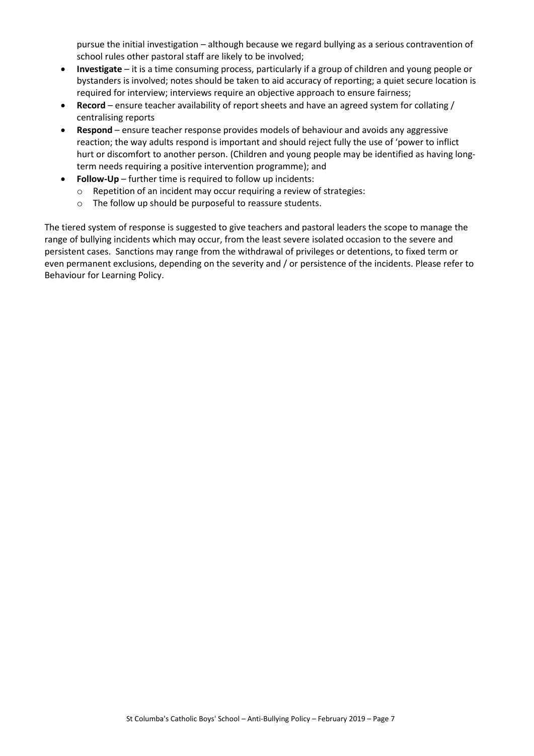pursue the initial investigation – although because we regard bullying as a serious contravention of school rules other pastoral staff are likely to be involved;

- **Investigate** – it is a time consuming process, particularly if a group of children and young people or bystanders is involved; notes should be taken to aid accuracy of reporting; a quiet secure location is required for interview; interviews require an objective approach to ensure fairness;
- **Record** – ensure teacher availability of report sheets and have an agreed system for collating / centralising reports
- **Respond** – ensure teacher response provides models of behaviour and avoids any aggressive reaction; the way adults respond is important and should reject fully the use of 'power to inflict hurt or discomfort to another person. (Children and young people may be identified as having long-term needs requiring a positive intervention programme); and
- **Follow-Up** – further time is required to follow up incidents:
  - Repetition of an incident may occur requiring a review of strategies:
  - The follow up should be purposeful to reassure students.

The tiered system of response is suggested to give teachers and pastoral leaders the scope to manage the range of bullying incidents which may occur, from the least severe isolated occasion to the severe and persistent cases. Sanctions may range from the withdrawal of privileges or detentions, to fixed term or even permanent exclusions, depending on the severity and / or persistence of the incidents. Please refer to Behaviour for Learning Policy.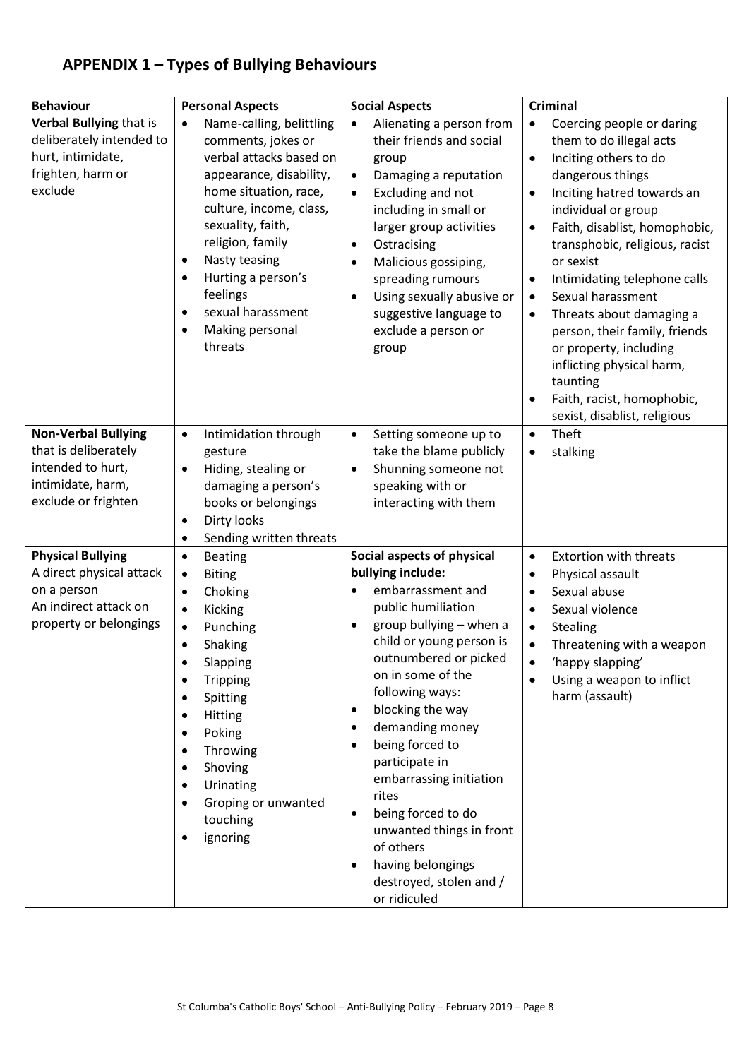## APPENDIX 1 – Types of Bullying Behaviours

| Behaviour | Personal Aspects | Social Aspects | Criminal |
|---|---|---|---|
| **Verbal Bullying** that is deliberately intended to hurt, intimidate, frighten, harm or exclude | • Name-calling, belittling comments, jokes or verbal attacks based on appearance, disability, home situation, race, culture, income, class, sexuality, faith, religion, family<br>• Nasty teasing<br>• Hurting a person's feelings<br>• sexual harassment<br>• Making personal threats | • Alienating a person from their friends and social group<br>• Damaging a reputation<br>• Excluding and not including in small or larger group activities<br>• Ostracising<br>• Malicious gossiping, spreading rumours<br>• Using sexually abusive or suggestive language to exclude a person or group | • Coercing people or daring them to do illegal acts<br>• Inciting others to do dangerous things<br>• Inciting hatred towards an individual or group<br>• Faith, disablist, homophobic, transphobic, religious, racist or sexist<br>• Intimidating telephone calls<br>• Sexual harassment<br>• Threats about damaging a person, their family, friends or property, including inflicting physical harm, taunting<br>• Faith, racist, homophobic, sexist, disablist, religious |
| **Non-Verbal Bullying** that is deliberately intended to hurt, intimidate, harm, exclude or frighten | • Intimidation through gesture<br>• Hiding, stealing or damaging a person's books or belongings<br>• Dirty looks<br>• Sending written threats | • Setting someone up to take the blame publicly<br>• Shunning someone not speaking with or interacting with them | • Theft<br>• stalking |
| **Physical Bullying**<br>A direct physical attack on a person<br>An indirect attack on property or belongings | • Beating<br>• Biting<br>• Choking<br>• Kicking<br>• Punching<br>• Shaking<br>• Slapping<br>• Tripping<br>• Spitting<br>• Hitting<br>• Poking<br>• Throwing<br>• Shoving<br>• Urinating<br>• Groping or unwanted touching<br>• ignoring | **Social aspects of physical bullying include:**<br>• embarrassment and public humiliation<br>• group bullying – when a child or young person is outnumbered or picked on in some of the following ways:<br>• blocking the way<br>• demanding money<br>• being forced to participate in embarrassing initiation rites<br>• being forced to do unwanted things in front of others<br>• having belongings destroyed, stolen and / or ridiculed | • Extortion with threats<br>• Physical assault<br>• Sexual abuse<br>• Sexual violence<br>• Stealing<br>• Threatening with a weapon<br>• 'happy slapping'<br>• Using a weapon to inflict harm (assault) |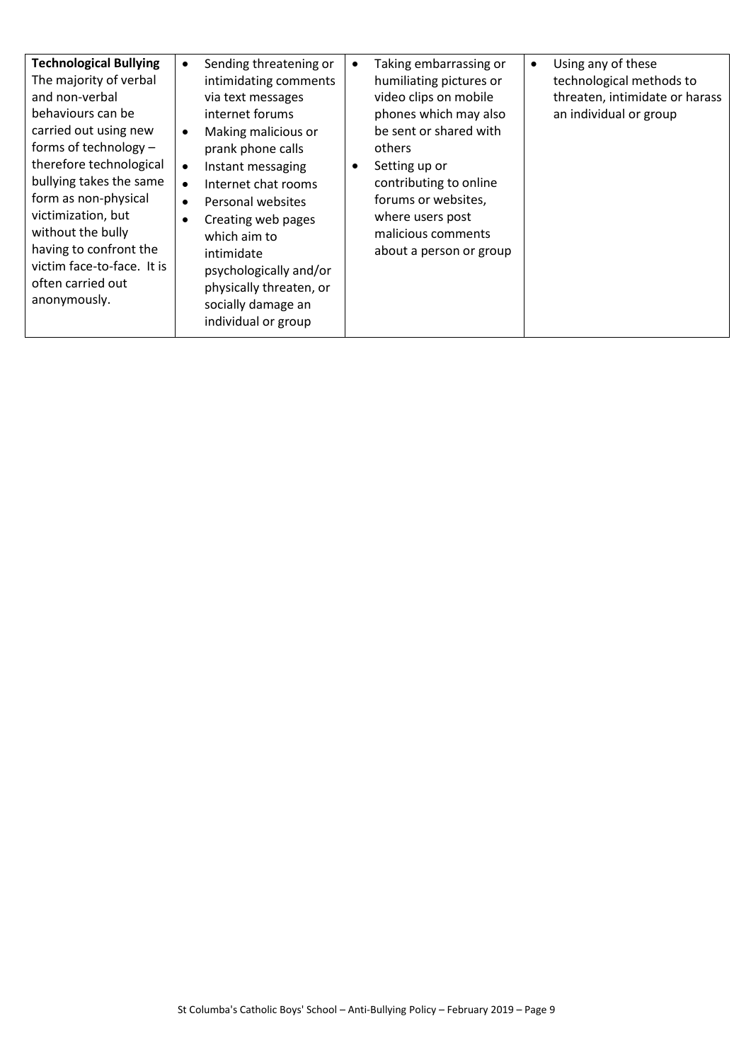| **Technological Bullying** The majority of verbal and non-verbal behaviours can be carried out using new forms of technology – therefore technological bullying takes the same form as non-physical victimization, but without the bully having to confront the victim face-to-face. It is often carried out anonymously. | • Sending threatening or intimidating comments via text messages internet forums<br>• Making malicious or prank phone calls<br>• Instant messaging<br>• Internet chat rooms<br>• Personal websites<br>• Creating web pages which aim to intimidate psychologically and/or physically threaten, or socially damage an individual or group | • Taking embarrassing or humiliating pictures or video clips on mobile phones which may also be sent or shared with others<br>• Setting up or contributing to online forums or websites, where users post malicious comments about a person or group | • Using any of these technological methods to threaten, intimidate or harass an individual or group |
|---|---|---|---|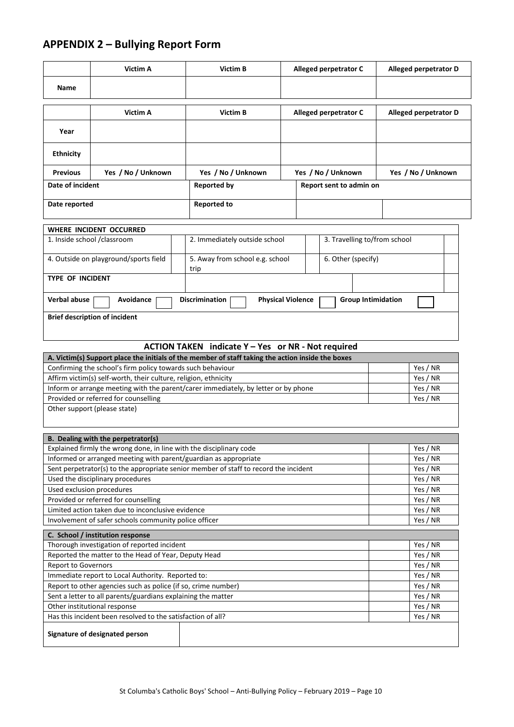## APPENDIX 2 – Bullying Report Form

| | Victim A | Victim B | Alleged perpetrator C | Alleged perpetrator D |
|---|---|---|---|---|
| Name | | | | |

| | Victim A | Victim B | Alleged perpetrator C | Alleged perpetrator D |
|---|---|---|---|---|
| Year | | | | |
| Ethnicity | | | | |
| Previous | Yes / No / Unknown | Yes / No / Unknown | Yes / No / Unknown | Yes / No / Unknown |

| Date of incident | Reported by | Report sent to admin on | |
|---|---|---|---|
| **Date reported** | **Reported to** | | |

| WHERE INCIDENT OCCURRED | | | | | |
|---|---|---|---|---|---|
| 1. Inside school /classroom | | 2. Immediately outside school | | 3. Travelling to/from school | |
| 4. Outside on playground/sports field | | 5. Away from school e.g. school trip | | 6. Other (specify) | |

**TYPE OF INCIDENT**

**Verbal abuse** ☐ **Avoidance** ☐ **Discrimination** ☐ **Physical Violence** ☐ **Group Intimidation** ☐

**Brief description of incident**

### ACTION TAKEN indicate Y – Yes or NR - Not required

| A. Victim(s) Support place the initials of the member of staff taking the action inside the boxes | | |
|---|---|---|
| Confirming the school's firm policy towards such behaviour | | Yes / NR |
| Affirm victim(s) self-worth, their culture, religion, ethnicity | | Yes / NR |
| Inform or arrange meeting with the parent/carer immediately, by letter or by phone | | Yes / NR |
| Provided or referred for counselling | | Yes / NR |
| Other support (please state) | | |

| B. Dealing with the perpetrator(s) | | |
|---|---|---|
| Explained firmly the wrong done, in line with the disciplinary code | | Yes / NR |
| Informed or arranged meeting with parent/guardian as appropriate | | Yes / NR |
| Sent perpetrator(s) to the appropriate senior member of staff to record the incident | | Yes / NR |
| Used the disciplinary procedures | | Yes / NR |
| Used exclusion procedures | | Yes / NR |
| Provided or referred for counselling | | Yes / NR |
| Limited action taken due to inconclusive evidence | | Yes / NR |
| Involvement of safer schools community police officer | | Yes / NR |

| C. School / institution response | | |
|---|---|---|
| Thorough investigation of reported incident | | Yes / NR |
| Reported the matter to the Head of Year, Deputy Head | | Yes / NR |
| Report to Governors | | Yes / NR |
| Immediate report to Local Authority. Reported to: | | Yes / NR |
| Report to other agencies such as police (if so, crime number) | | Yes / NR |
| Sent a letter to all parents/guardians explaining the matter | | Yes / NR |
| Other institutional response | | Yes / NR |
| Has this incident been resolved to the satisfaction of all? | | Yes / NR |

| Signature of designated person | |
|---|---|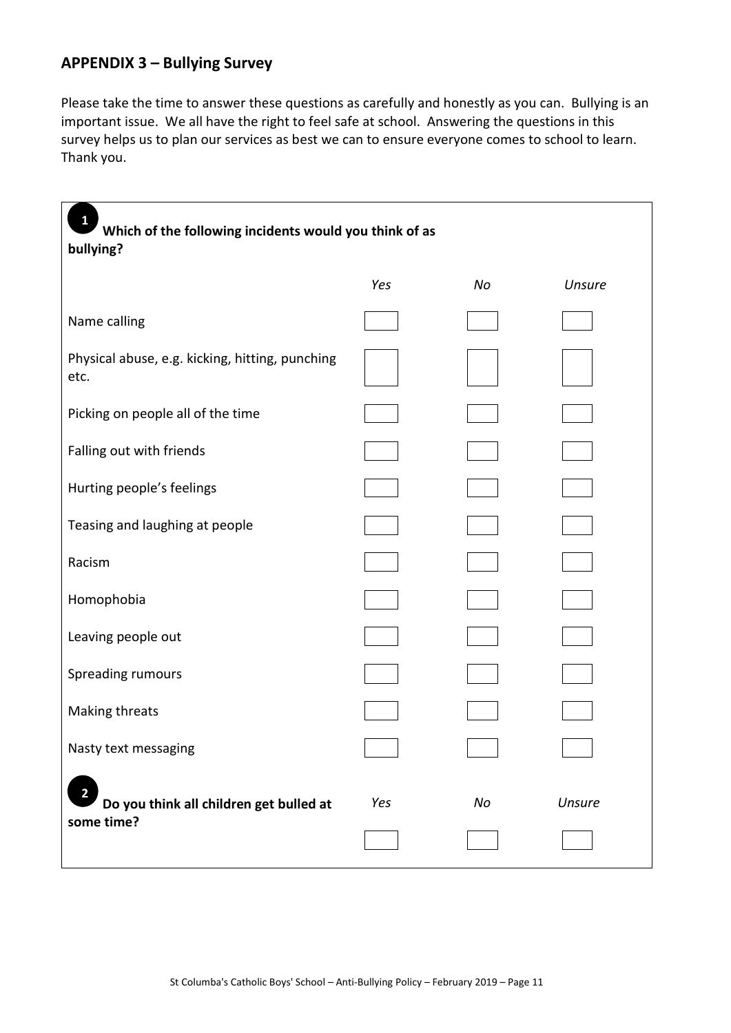## APPENDIX 3 – Bullying Survey

Please take the time to answer these questions as carefully and honestly as you can. Bullying is an important issue. We all have the right to feel safe at school. Answering the questions in this survey helps us to plan our services as best we can to ensure everyone comes to school to learn. Thank you.

**1 Which of the following incidents would you think of as bullying?**

| | *Yes* | *No* | *Unsure* |
|---|---|---|---|
| Name calling | ☐ | ☐ | ☐ |
| Physical abuse, e.g. kicking, hitting, punching etc. | ☐ | ☐ | ☐ |
| Picking on people all of the time | ☐ | ☐ | ☐ |
| Falling out with friends | ☐ | ☐ | ☐ |
| Hurting people's feelings | ☐ | ☐ | ☐ |
| Teasing and laughing at people | ☐ | ☐ | ☐ |
| Racism | ☐ | ☐ | ☐ |
| Homophobia | ☐ | ☐ | ☐ |
| Leaving people out | ☐ | ☐ | ☐ |
| Spreading rumours | ☐ | ☐ | ☐ |
| Making threats | ☐ | ☐ | ☐ |
| Nasty text messaging | ☐ | ☐ | ☐ |

**2 Do you think all children get bulled at some time?**

| *Yes* | *No* | *Unsure* |
|---|---|---|
| ☐ | ☐ | ☐ |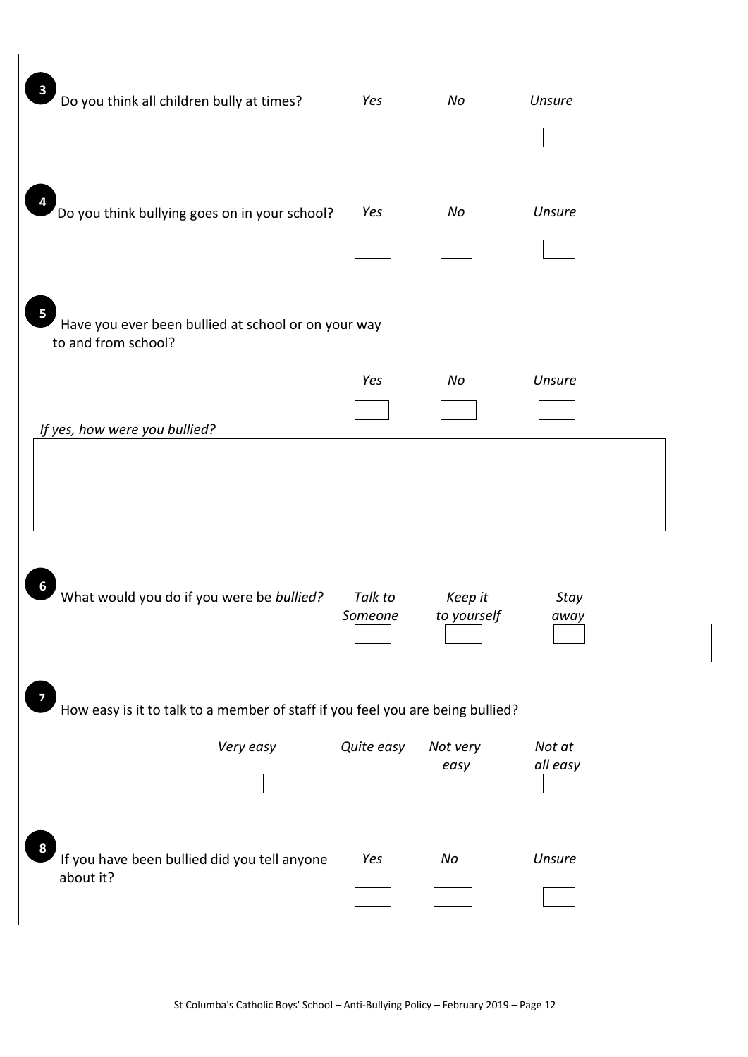**3** Do you think all children bully at times?

| Yes | No | Unsure |
|---|---|---|
| ☐ | ☐ | ☐ |

**4** Do you think bullying goes on in your school?

| Yes | No | Unsure |
|---|---|---|
| ☐ | ☐ | ☐ |

**5** Have you ever been bullied at school or on your way to and from school?

| Yes | No | Unsure |
|---|---|---|
| ☐ | ☐ | ☐ |

*If yes, how were you bullied?*

|  |
|---|
|  |

**6** What would you do if you were be *bullied?*

| *Talk to Someone* | *Keep it to yourself* | *Stay away* |
|---|---|---|
| ☐ | ☐ | ☐ |

**7** How easy is it to talk to a member of staff if you feel you are being bullied?

| *Very easy* | *Quite easy* | *Not very easy* | *Not at all easy* |
|---|---|---|---|
| ☐ | ☐ | ☐ | ☐ |

**8** If you have been bullied did you tell anyone about it?

| Yes | No | Unsure |
|---|---|---|
| ☐ | ☐ | ☐ |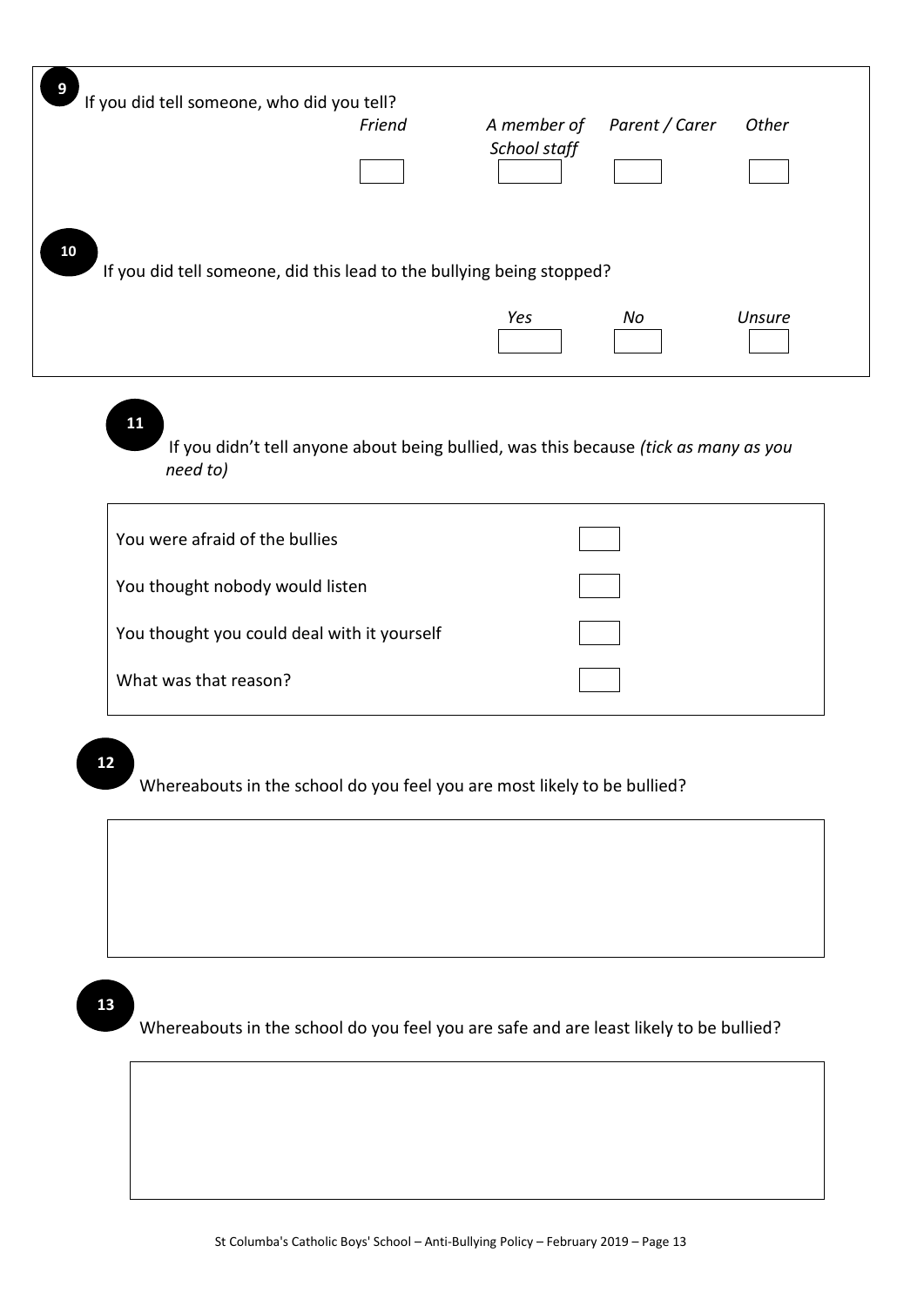**9** If you did tell someone, who did you tell?

| *Friend* | *A member of School staff* | *Parent / Carer* | *Other* |
|---|---|---|---|
| ☐ | ☐ | ☐ | ☐ |

**10** If you did tell someone, did this lead to the bullying being stopped?

| *Yes* | *No* | *Unsure* |
|---|---|---|
| ☐ | ☐ | ☐ |

**11** If you didn't tell anyone about being bullied, was this because *(tick as many as you need to)*

| | |
|---|---|
| You were afraid of the bullies | ☐ |
| You thought nobody would listen | ☐ |
| You thought you could deal with it yourself | ☐ |
| What was that reason? | ☐ |

**12** Whereabouts in the school do you feel you are most likely to be bullied?

**13** Whereabouts in the school do you feel you are safe and are least likely to be bullied?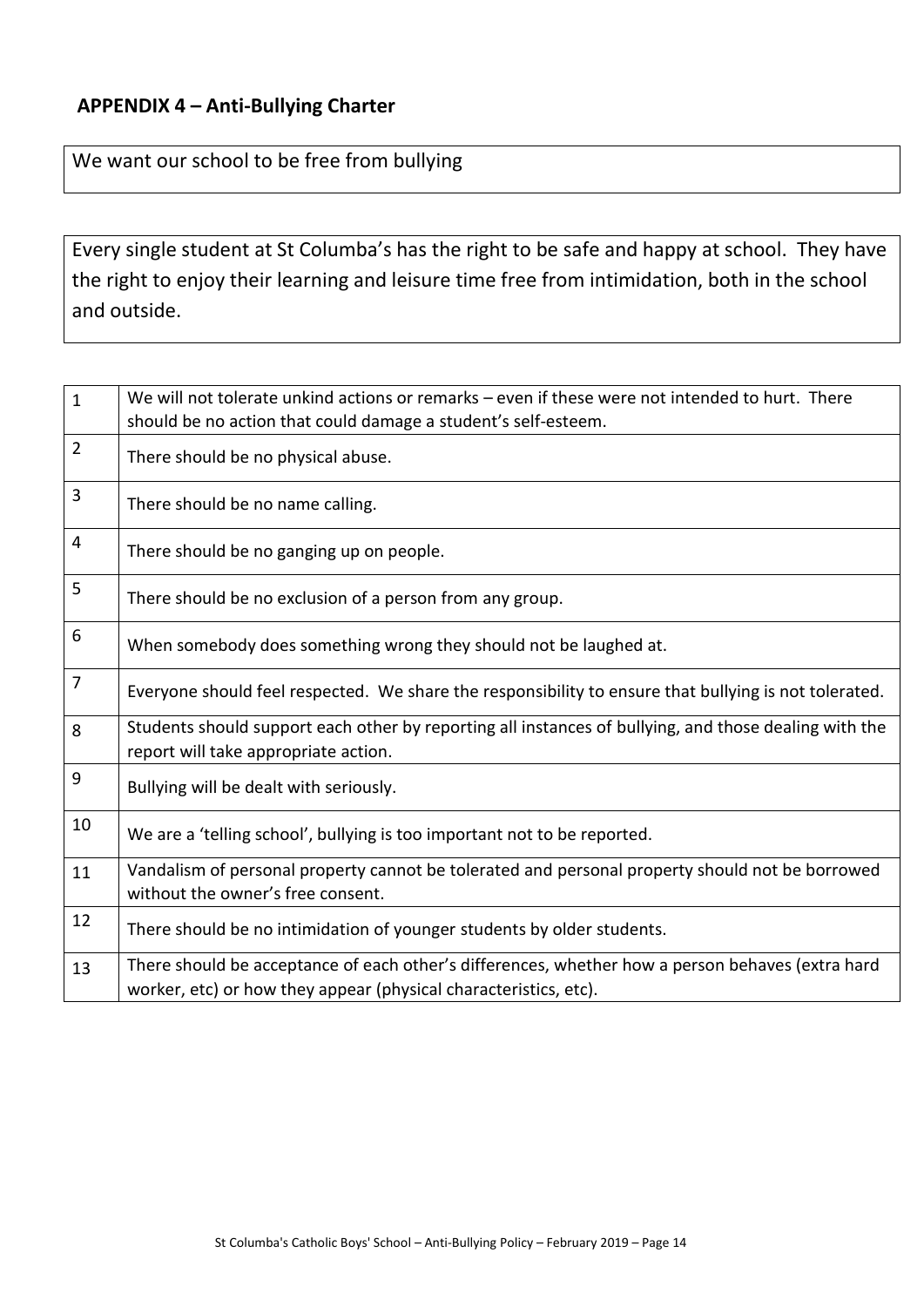## APPENDIX 4 – Anti-Bullying Charter

We want our school to be free from bullying

Every single student at St Columba's has the right to be safe and happy at school. They have the right to enjoy their learning and leisure time free from intimidation, both in the school and outside.

| | |
|---|---|
| 1 | We will not tolerate unkind actions or remarks – even if these were not intended to hurt. There should be no action that could damage a student's self-esteem. |
| 2 | There should be no physical abuse. |
| 3 | There should be no name calling. |
| 4 | There should be no ganging up on people. |
| 5 | There should be no exclusion of a person from any group. |
| 6 | When somebody does something wrong they should not be laughed at. |
| 7 | Everyone should feel respected. We share the responsibility to ensure that bullying is not tolerated. |
| 8 | Students should support each other by reporting all instances of bullying, and those dealing with the report will take appropriate action. |
| 9 | Bullying will be dealt with seriously. |
| 10 | We are a 'telling school', bullying is too important not to be reported. |
| 11 | Vandalism of personal property cannot be tolerated and personal property should not be borrowed without the owner's free consent. |
| 12 | There should be no intimidation of younger students by older students. |
| 13 | There should be acceptance of each other's differences, whether how a person behaves (extra hard worker, etc) or how they appear (physical characteristics, etc). |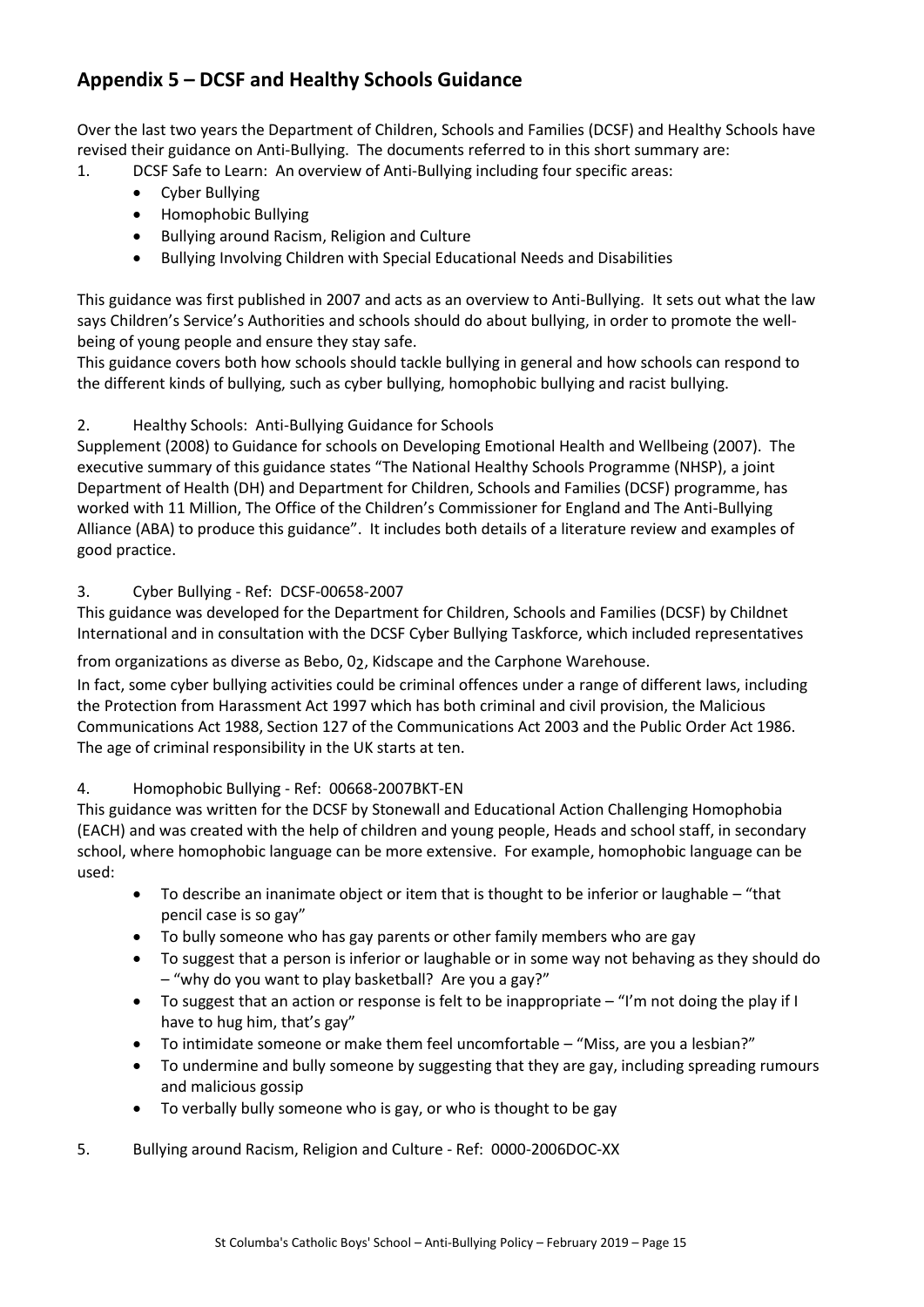## Appendix 5 – DCSF and Healthy Schools Guidance

Over the last two years the Department of Children, Schools and Families (DCSF) and Healthy Schools have revised their guidance on Anti-Bullying. The documents referred to in this short summary are:

1. DCSF Safe to Learn: An overview of Anti-Bullying including four specific areas:
   - Cyber Bullying
   - Homophobic Bullying
   - Bullying around Racism, Religion and Culture
   - Bullying Involving Children with Special Educational Needs and Disabilities

This guidance was first published in 2007 and acts as an overview to Anti-Bullying. It sets out what the law says Children's Service's Authorities and schools should do about bullying, in order to promote the well-being of young people and ensure they stay safe.
This guidance covers both how schools should tackle bullying in general and how schools can respond to the different kinds of bullying, such as cyber bullying, homophobic bullying and racist bullying.

2. Healthy Schools: Anti-Bullying Guidance for Schools

Supplement (2008) to Guidance for schools on Developing Emotional Health and Wellbeing (2007). The executive summary of this guidance states "The National Healthy Schools Programme (NHSP), a joint Department of Health (DH) and Department for Children, Schools and Families (DCSF) programme, has worked with 11 Million, The Office of the Children's Commissioner for England and The Anti-Bullying Alliance (ABA) to produce this guidance". It includes both details of a literature review and examples of good practice.

3. Cyber Bullying - Ref: DCSF-00658-2007

This guidance was developed for the Department for Children, Schools and Families (DCSF) by Childnet International and in consultation with the DCSF Cyber Bullying Taskforce, which included representatives from organizations as diverse as Bebo, $0_2$, Kidscape and the Carphone Warehouse.
In fact, some cyber bullying activities could be criminal offences under a range of different laws, including the Protection from Harassment Act 1997 which has both criminal and civil provision, the Malicious Communications Act 1988, Section 127 of the Communications Act 2003 and the Public Order Act 1986. The age of criminal responsibility in the UK starts at ten.

4. Homophobic Bullying - Ref: 00668-2007BKT-EN

This guidance was written for the DCSF by Stonewall and Educational Action Challenging Homophobia (EACH) and was created with the help of children and young people, Heads and school staff, in secondary school, where homophobic language can be more extensive. For example, homophobic language can be used:

- To describe an inanimate object or item that is thought to be inferior or laughable – "that pencil case is so gay"
- To bully someone who has gay parents or other family members who are gay
- To suggest that a person is inferior or laughable or in some way not behaving as they should do – "why do you want to play basketball? Are you a gay?"
- To suggest that an action or response is felt to be inappropriate – "I'm not doing the play if I have to hug him, that's gay"
- To intimidate someone or make them feel uncomfortable – "Miss, are you a lesbian?"
- To undermine and bully someone by suggesting that they are gay, including spreading rumours and malicious gossip
- To verbally bully someone who is gay, or who is thought to be gay

5. Bullying around Racism, Religion and Culture - Ref: 0000-2006DOC-XX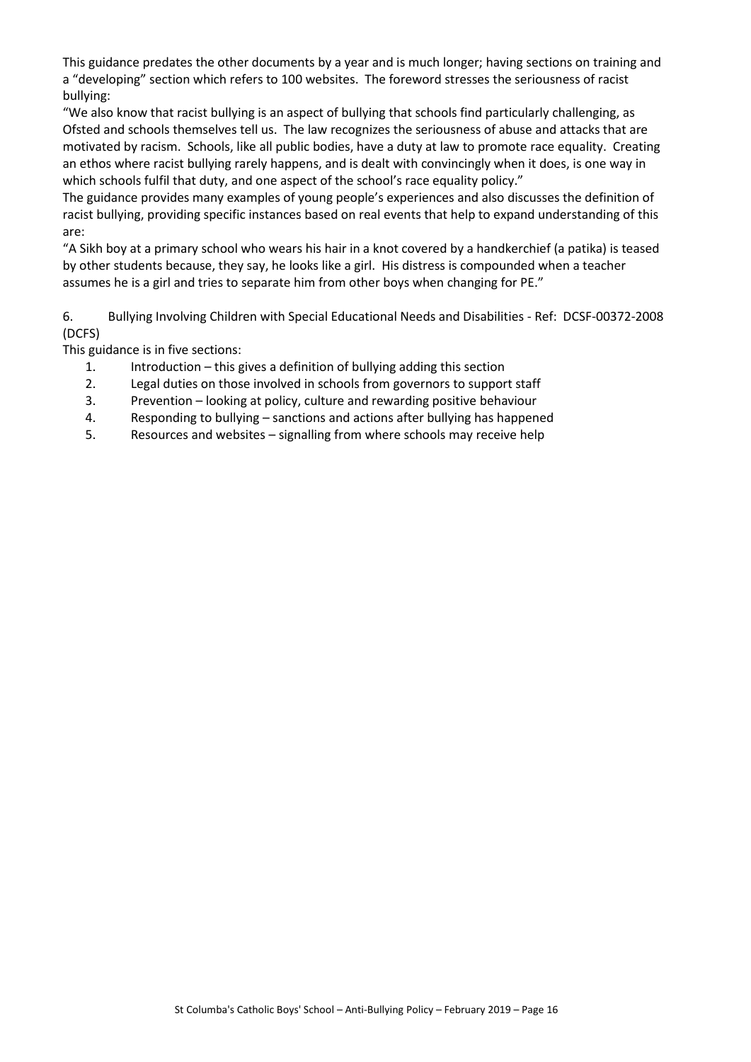This guidance predates the other documents by a year and is much longer; having sections on training and a "developing" section which refers to 100 websites. The foreword stresses the seriousness of racist bullying:

"We also know that racist bullying is an aspect of bullying that schools find particularly challenging, as Ofsted and schools themselves tell us. The law recognizes the seriousness of abuse and attacks that are motivated by racism. Schools, like all public bodies, have a duty at law to promote race equality. Creating an ethos where racist bullying rarely happens, and is dealt with convincingly when it does, is one way in which schools fulfil that duty, and one aspect of the school's race equality policy."

The guidance provides many examples of young people's experiences and also discusses the definition of racist bullying, providing specific instances based on real events that help to expand understanding of this are:

"A Sikh boy at a primary school who wears his hair in a knot covered by a handkerchief (a patika) is teased by other students because, they say, he looks like a girl. His distress is compounded when a teacher assumes he is a girl and tries to separate him from other boys when changing for PE."

6. Bullying Involving Children with Special Educational Needs and Disabilities - Ref: DCSF-00372-2008 (DCFS)

This guidance is in five sections:

1. Introduction – this gives a definition of bullying adding this section
2. Legal duties on those involved in schools from governors to support staff
3. Prevention – looking at policy, culture and rewarding positive behaviour
4. Responding to bullying – sanctions and actions after bullying has happened
5. Resources and websites – signalling from where schools may receive help